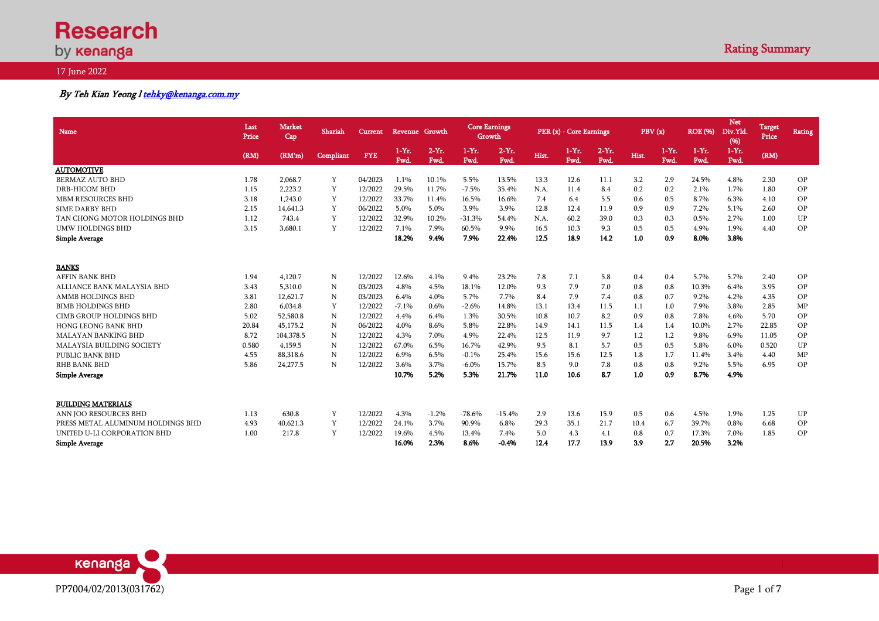# Research by Kenanga

## Rating Summary

17 June 2022

*By Teh Kian Yeong I tehky@kenanga.com.my*

| Name | Last Price | Market Cap | Shariah | Current | Revenue Growth | | Core Earnings Growth | | PER (x) - Core Earnings | | | PBV (x) | | ROE (%) | Net Div.Yld. (%) | Target Price | Rating |
|---|---|---|---|---|---|---|---|---|---|---|---|---|---|---|---|---|---|
| | (RM) | (RM'm) | Compliant | FYE | 1-Yr. Fwd. | 2-Yr. Fwd. | 1-Yr. Fwd. | 2-Yr. Fwd. | Hist. | 1-Yr. Fwd. | 2-Yr. Fwd. | Hist. | 1-Yr. Fwd. | 1-Yr. Fwd. | 1-Yr. Fwd. | (RM) | |
| **AUTOMOTIVE** | | | | | | | | | | | | | | | | | |
| BERMAZ AUTO BHD | 1.78 | 2,068.7 | Y | 04/2023 | 1.1% | 10.1% | 5.5% | 13.5% | 13.3 | 12.6 | 11.1 | 3.2 | 2.9 | 24.5% | 4.8% | 2.30 | OP |
| DRB-HICOM BHD | 1.15 | 2,223.2 | Y | 12/2022 | 29.5% | 11.7% | -7.5% | 35.4% | N.A. | 11.4 | 8.4 | 0.2 | 0.2 | 2.1% | 1.7% | 1.80 | OP |
| MBM RESOURCES BHD | 3.18 | 1,243.0 | Y | 12/2022 | 33.7% | 11.4% | 16.5% | 16.6% | 7.4 | 6.4 | 5.5 | 0.6 | 0.5 | 8.7% | 6.3% | 4.10 | OP |
| SIME DARBY BHD | 2.15 | 14,641.3 | Y | 06/2022 | 5.0% | 5.0% | 3.9% | 3.9% | 12.8 | 12.4 | 11.9 | 0.9 | 0.9 | 7.2% | 5.1% | 2.60 | OP |
| TAN CHONG MOTOR HOLDINGS BHD | 1.12 | 743.4 | Y | 12/2022 | 32.9% | 10.2% | -31.3% | 54.4% | N.A. | 60.2 | 39.0 | 0.3 | 0.3 | 0.5% | 2.7% | 1.00 | UP |
| UMW HOLDINGS BHD | 3.15 | 3,680.1 | Y | 12/2022 | 7.1% | 7.9% | 60.5% | 9.9% | 16.5 | 10.3 | 9.3 | 0.5 | 0.5 | 4.9% | 1.9% | 4.40 | OP |
| **Simple Average** | | | | | **18.2%** | **9.4%** | **7.9%** | **22.4%** | **12.5** | **18.9** | **14.2** | **1.0** | **0.9** | **8.0%** | **3.8%** | | |
| **BANKS** | | | | | | | | | | | | | | | | | |
| AFFIN BANK BHD | 1.94 | 4,120.7 | N | 12/2022 | 12.6% | 4.1% | 9.4% | 23.2% | 7.8 | 7.1 | 5.8 | 0.4 | 0.4 | 5.7% | 5.7% | 2.40 | OP |
| ALLIANCE BANK MALAYSIA BHD | 3.43 | 5,310.0 | N | 03/2023 | 4.8% | 4.5% | 18.1% | 12.0% | 9.3 | 7.9 | 7.0 | 0.8 | 0.8 | 10.3% | 6.4% | 3.95 | OP |
| AMMB HOLDINGS BHD | 3.81 | 12,621.7 | N | 03/2023 | 6.4% | 4.0% | 5.7% | 7.7% | 8.4 | 7.9 | 7.4 | 0.8 | 0.7 | 9.2% | 4.2% | 4.35 | OP |
| BIMB HOLDINGS BHD | 2.80 | 6,034.8 | Y | 12/2022 | -7.1% | 0.6% | -2.6% | 14.8% | 13.1 | 13.4 | 11.5 | 1.1 | 1.0 | 7.9% | 3.8% | 2.85 | MP |
| CIMB GROUP HOLDINGS BHD | 5.02 | 52,580.8 | N | 12/2022 | 4.4% | 6.4% | 1.3% | 30.5% | 10.8 | 10.7 | 8.2 | 0.9 | 0.8 | 7.8% | 4.6% | 5.70 | OP |
| HONG LEONG BANK BHD | 20.84 | 45,175.2 | N | 06/2022 | 4.0% | 8.6% | 5.8% | 22.8% | 14.9 | 14.1 | 11.5 | 1.4 | 1.4 | 10.0% | 2.7% | 22.85 | OP |
| MALAYAN BANKING BHD | 8.72 | 104,378.5 | N | 12/2022 | 4.3% | 7.0% | 4.9% | 22.4% | 12.5 | 11.9 | 9.7 | 1.2 | 1.2 | 9.8% | 6.9% | 11.05 | OP |
| MALAYSIA BUILDING SOCIETY | 0.580 | 4,159.5 | N | 12/2022 | 67.0% | 6.5% | 16.7% | 42.9% | 9.5 | 8.1 | 5.7 | 0.5 | 0.5 | 5.8% | 6.0% | 0.520 | UP |
| PUBLIC BANK BHD | 4.55 | 88,318.6 | N | 12/2022 | 6.9% | 6.5% | -0.1% | 25.4% | 15.6 | 15.6 | 12.5 | 1.8 | 1.7 | 11.4% | 3.4% | 4.40 | MP |
| RHB BANK BHD | 5.86 | 24,277.5 | N | 12/2022 | 3.6% | 3.7% | -6.0% | 15.7% | 8.5 | 9.0 | 7.8 | 0.8 | 0.8 | 9.2% | 5.5% | 6.95 | OP |
| **Simple Average** | | | | | **10.7%** | **5.2%** | **5.3%** | **21.7%** | **11.0** | **10.6** | **8.7** | **1.0** | **0.9** | **8.7%** | **4.9%** | | |
| **BUILDING MATERIALS** | | | | | | | | | | | | | | | | | |
| ANN JOO RESOURCES BHD | 1.13 | 630.8 | Y | 12/2022 | 4.3% | -1.2% | -78.6% | -15.4% | 2.9 | 13.6 | 15.9 | 0.5 | 0.6 | 4.5% | 1.9% | 1.25 | UP |
| PRESS METAL ALUMINUM HOLDINGS BHD | 4.93 | 40,621.3 | Y | 12/2022 | 24.1% | 3.7% | 90.9% | 6.8% | 29.3 | 35.1 | 21.7 | 10.4 | 6.7 | 39.7% | 0.8% | 6.68 | OP |
| UNITED U-LI CORPORATION BHD | 1.00 | 217.8 | Y | 12/2022 | 19.6% | 4.5% | 13.4% | 7.4% | 5.0 | 4.3 | 4.1 | 0.8 | 0.7 | 17.3% | 7.0% | 1.85 | OP |
| **Simple Average** | | | | | **16.0%** | **2.3%** | **8.6%** | **-0.4%** | **12.4** | **17.7** | **13.9** | **3.9** | **2.7** | **20.5%** | **3.2%** | | |

PP7004/02/2013(031762)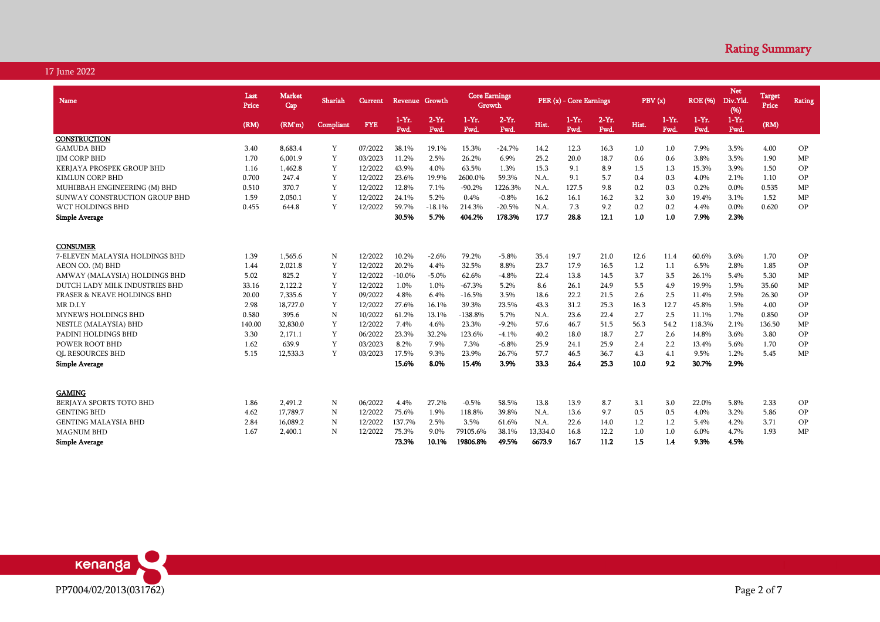# Rating Summary

17 June 2022

| Name | Last Price | Market Cap | Shariah | Current | Revenue Growth | | Core Earnings Growth | | PER (x) - Core Earnings | | | PBV (x) | | ROE (%) | Net Div.Yld. (%) | Target Price | Rating |
|---|---|---|---|---|---|---|---|---|---|---|---|---|---|---|---|---|---|
| | (RM) | (RM'm) | Compliant | FYE | 1-Yr. Fwd. | 2-Yr. Fwd. | 1-Yr. Fwd. | 2-Yr. Fwd. | Hist. | 1-Yr. Fwd. | 2-Yr. Fwd. | Hist. | 1-Yr. Fwd. | 1-Yr. Fwd. | 1-Yr. Fwd. | (RM) | |
| **CONSTRUCTION** | | | | | | | | | | | | | | | | | |
| GAMUDA BHD | 3.40 | 8,683.4 | Y | 07/2022 | 38.1% | 19.1% | 15.3% | -24.7% | 14.2 | 12.3 | 16.3 | 1.0 | 1.0 | 7.9% | 3.5% | 4.00 | OP |
| IJM CORP BHD | 1.70 | 6,001.9 | Y | 03/2023 | 11.2% | 2.5% | 26.2% | 6.9% | 25.2 | 20.0 | 18.7 | 0.6 | 0.6 | 3.8% | 3.5% | 1.90 | MP |
| KERJAYA PROSPEK GROUP BHD | 1.16 | 1,462.8 | Y | 12/2022 | 43.9% | 4.0% | 63.5% | 1.3% | 15.3 | 9.1 | 8.9 | 1.5 | 1.3 | 15.3% | 3.9% | 1.50 | OP |
| KIMLUN CORP BHD | 0.700 | 247.4 | Y | 12/2022 | 23.6% | 19.9% | 2600.0% | 59.3% | N.A. | 9.1 | 5.7 | 0.4 | 0.3 | 4.0% | 2.1% | 1.10 | OP |
| MUHIBBAH ENGINEERING (M) BHD | 0.510 | 370.7 | Y | 12/2022 | 12.8% | 7.1% | -90.2% | 1226.3% | N.A. | 127.5 | 9.8 | 0.2 | 0.3 | 0.2% | 0.0% | 0.535 | MP |
| SUNWAY CONSTRUCTION GROUP BHD | 1.59 | 2,050.1 | Y | 12/2022 | 24.1% | 5.2% | 0.4% | -0.8% | 16.2 | 16.1 | 16.2 | 3.2 | 3.0 | 19.4% | 3.1% | 1.52 | MP |
| WCT HOLDINGS BHD | 0.455 | 644.8 | Y | 12/2022 | 59.7% | -18.1% | 214.3% | -20.5% | N.A. | 7.3 | 9.2 | 0.2 | 0.2 | 4.4% | 0.0% | 0.620 | OP |
| **Simple Average** | | | | | **30.5%** | **5.7%** | **404.2%** | **178.3%** | **17.7** | **28.8** | **12.1** | **1.0** | **1.0** | **7.9%** | **2.3%** | | |
| **CONSUMER** | | | | | | | | | | | | | | | | | |
| 7-ELEVEN MALAYSIA HOLDINGS BHD | 1.39 | 1,565.6 | N | 12/2022 | 10.2% | -2.6% | 79.2% | -5.8% | 35.4 | 19.7 | 21.0 | 12.6 | 11.4 | 60.6% | 3.6% | 1.70 | OP |
| AEON CO. (M) BHD | 1.44 | 2,021.8 | Y | 12/2022 | 20.2% | 4.4% | 32.5% | 8.8% | 23.7 | 17.9 | 16.5 | 1.2 | 1.1 | 6.5% | 2.8% | 1.85 | OP |
| AMWAY (MALAYSIA) HOLDINGS BHD | 5.02 | 825.2 | Y | 12/2022 | -10.0% | -5.0% | 62.6% | -4.8% | 22.4 | 13.8 | 14.5 | 3.7 | 3.5 | 26.1% | 5.4% | 5.30 | MP |
| DUTCH LADY MILK INDUSTRIES BHD | 33.16 | 2,122.2 | Y | 12/2022 | 1.0% | 1.0% | -67.3% | 5.2% | 8.6 | 26.1 | 24.9 | 5.5 | 4.9 | 19.9% | 1.5% | 35.60 | MP |
| FRASER & NEAVE HOLDINGS BHD | 20.00 | 7,335.6 | Y | 09/2022 | 4.8% | 6.4% | -16.5% | 3.5% | 18.6 | 22.2 | 21.5 | 2.6 | 2.5 | 11.4% | 2.5% | 26.30 | OP |
| MR D.I.Y | 2.98 | 18,727.0 | Y | 12/2022 | 27.6% | 16.1% | 39.3% | 23.5% | 43.3 | 31.2 | 25.3 | 16.3 | 12.7 | 45.8% | 1.5% | 4.00 | OP |
| MYNEWS HOLDINGS BHD | 0.580 | 395.6 | N | 10/2022 | 61.2% | 13.1% | -138.8% | 5.7% | N.A. | 23.6 | 22.4 | 2.7 | 2.5 | 11.1% | 1.7% | 0.850 | OP |
| NESTLE (MALAYSIA) BHD | 140.00 | 32,830.0 | Y | 12/2022 | 7.4% | 4.6% | 23.3% | -9.2% | 57.6 | 46.7 | 51.5 | 56.3 | 54.2 | 118.3% | 2.1% | 136.50 | MP |
| PADINI HOLDINGS BHD | 3.30 | 2,171.1 | Y | 06/2022 | 23.3% | 32.2% | 123.6% | -4.1% | 40.2 | 18.0 | 18.7 | 2.7 | 2.6 | 14.8% | 3.6% | 3.80 | OP |
| POWER ROOT BHD | 1.62 | 639.9 | Y | 03/2023 | 8.2% | 7.9% | 7.3% | -6.8% | 25.9 | 24.1 | 25.9 | 2.4 | 2.2 | 13.4% | 5.6% | 1.70 | OP |
| QL RESOURCES BHD | 5.15 | 12,533.3 | Y | 03/2023 | 17.5% | 9.3% | 23.9% | 26.7% | 57.7 | 46.5 | 36.7 | 4.3 | 4.1 | 9.5% | 1.2% | 5.45 | MP |
| **Simple Average** | | | | | **15.6%** | **8.0%** | **15.4%** | **3.9%** | **33.3** | **26.4** | **25.3** | **10.0** | **9.2** | **30.7%** | **2.9%** | | |
| **GAMING** | | | | | | | | | | | | | | | | | |
| BERJAYA SPORTS TOTO BHD | 1.86 | 2,491.2 | N | 06/2022 | 4.4% | 27.2% | -0.5% | 58.5% | 13.8 | 13.9 | 8.7 | 3.1 | 3.0 | 22.0% | 5.8% | 2.33 | OP |
| GENTING BHD | 4.62 | 17,789.7 | N | 12/2022 | 75.6% | 1.9% | 118.8% | 39.8% | N.A. | 13.6 | 9.7 | 0.5 | 0.5 | 4.0% | 3.2% | 5.86 | OP |
| GENTING MALAYSIA BHD | 2.84 | 16,089.2 | N | 12/2022 | 137.7% | 2.5% | 3.5% | 61.6% | N.A. | 22.6 | 14.0 | 1.2 | 1.2 | 5.4% | 4.2% | 3.71 | OP |
| MAGNUM BHD | 1.67 | 2,400.1 | N | 12/2022 | 75.3% | 9.0% | 79105.6% | 38.1% | 13,334.0 | 16.8 | 12.2 | 1.0 | 1.0 | 6.0% | 4.7% | 1.93 | MP |
| **Simple Average** | | | | | **73.3%** | **10.1%** | **19806.8%** | **49.5%** | **6673.9** | **16.7** | **11.2** | **1.5** | **1.4** | **9.3%** | **4.5%** | | |

PP7004/02/2013(031762)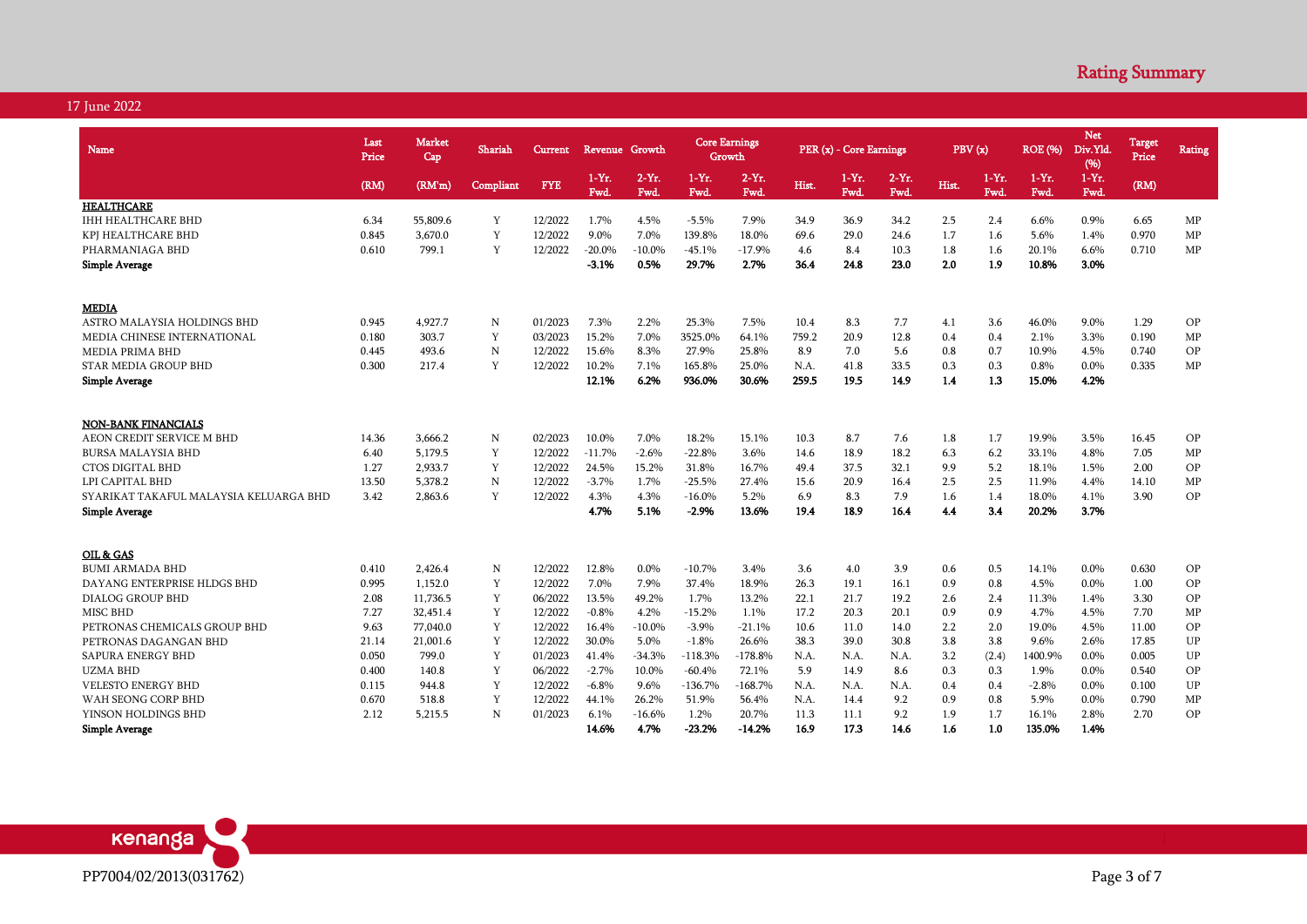# Rating Summary

17 June 2022

| Name | Last Price | Market Cap | Shariah | Current | Revenue Growth | | Core Earnings Growth | | PER (x) - Core Earnings | | | PBV (x) | | ROE (%) | Net Div.Yld. (%) | Target Price | Rating |
|---|---|---|---|---|---|---|---|---|---|---|---|---|---|---|---|---|---|
| | (RM) | (RM'm) | Compliant | FYE | 1-Yr. Fwd. | 2-Yr. Fwd. | 1-Yr. Fwd. | 2-Yr. Fwd. | Hist. | 1-Yr. Fwd. | 2-Yr. Fwd. | Hist. | 1-Yr. Fwd. | 1-Yr. Fwd. | 1-Yr. Fwd. | (RM) | |
| **HEALTHCARE** | | | | | | | | | | | | | | | | | |
| IHH HEALTHCARE BHD | 6.34 | 55,809.6 | Y | 12/2022 | 1.7% | 4.5% | -5.5% | 7.9% | 34.9 | 36.9 | 34.2 | 2.5 | 2.4 | 6.6% | 0.9% | 6.65 | MP |
| KPJ HEALTHCARE BHD | 0.845 | 3,670.0 | Y | 12/2022 | 9.0% | 7.0% | 139.8% | 18.0% | 69.6 | 29.0 | 24.6 | 1.7 | 1.6 | 5.6% | 1.4% | 0.970 | MP |
| PHARMANIAGA BHD | 0.610 | 799.1 | Y | 12/2022 | -20.0% | -10.0% | -45.1% | -17.9% | 4.6 | 8.4 | 10.3 | 1.8 | 1.6 | 20.1% | 6.6% | 0.710 | MP |
| **Simple Average** | | | | | **-3.1%** | **0.5%** | **29.7%** | **2.7%** | **36.4** | **24.8** | **23.0** | **2.0** | **1.9** | **10.8%** | **3.0%** | | |
| **MEDIA** | | | | | | | | | | | | | | | | | |
| ASTRO MALAYSIA HOLDINGS BHD | 0.945 | 4,927.7 | N | 01/2023 | 7.3% | 2.2% | 25.3% | 7.5% | 10.4 | 8.3 | 7.7 | 4.1 | 3.6 | 46.0% | 9.0% | 1.29 | OP |
| MEDIA CHINESE INTERNATIONAL | 0.180 | 303.7 | Y | 03/2023 | 15.2% | 7.0% | 3525.0% | 64.1% | 759.2 | 20.9 | 12.8 | 0.4 | 0.4 | 2.1% | 3.3% | 0.190 | MP |
| MEDIA PRIMA BHD | 0.445 | 493.6 | N | 12/2022 | 15.6% | 8.3% | 27.9% | 25.8% | 8.9 | 7.0 | 5.6 | 0.8 | 0.7 | 10.9% | 4.5% | 0.740 | OP |
| STAR MEDIA GROUP BHD | 0.300 | 217.4 | Y | 12/2022 | 10.2% | 7.1% | 165.8% | 25.0% | N.A. | 41.8 | 33.5 | 0.3 | 0.3 | 0.8% | 0.0% | 0.335 | MP |
| **Simple Average** | | | | | **12.1%** | **6.2%** | **936.0%** | **30.6%** | **259.5** | **19.5** | **14.9** | **1.4** | **1.3** | **15.0%** | **4.2%** | | |
| **NON-BANK FINANCIALS** | | | | | | | | | | | | | | | | | |
| AEON CREDIT SERVICE M BHD | 14.36 | 3,666.2 | N | 02/2023 | 10.0% | 7.0% | 18.2% | 15.1% | 10.3 | 8.7 | 7.6 | 1.8 | 1.7 | 19.9% | 3.5% | 16.45 | OP |
| BURSA MALAYSIA BHD | 6.40 | 5,179.5 | Y | 12/2022 | -11.7% | -2.6% | -22.8% | 3.6% | 14.6 | 18.9 | 18.2 | 6.3 | 6.2 | 33.1% | 4.8% | 7.05 | MP |
| CTOS DIGITAL BHD | 1.27 | 2,933.7 | Y | 12/2022 | 24.5% | 15.2% | 31.8% | 16.7% | 49.4 | 37.5 | 32.1 | 9.9 | 5.2 | 18.1% | 1.5% | 2.00 | OP |
| LPI CAPITAL BHD | 13.50 | 5,378.2 | N | 12/2022 | -3.7% | 1.7% | -25.5% | 27.4% | 15.6 | 20.9 | 16.4 | 2.5 | 2.5 | 11.9% | 4.4% | 14.10 | MP |
| SYARIKAT TAKAFUL MALAYSIA KELUARGA BHD | 3.42 | 2,863.6 | Y | 12/2022 | 4.3% | 4.3% | -16.0% | 5.2% | 6.9 | 8.3 | 7.9 | 1.6 | 1.4 | 18.0% | 4.1% | 3.90 | OP |
| **Simple Average** | | | | | **4.7%** | **5.1%** | **-2.9%** | **13.6%** | **19.4** | **18.9** | **16.4** | **4.4** | **3.4** | **20.2%** | **3.7%** | | |
| **OIL & GAS** | | | | | | | | | | | | | | | | | |
| BUMI ARMADA BHD | 0.410 | 2,426.4 | N | 12/2022 | 12.8% | 0.0% | -10.7% | 3.4% | 3.6 | 4.0 | 3.9 | 0.6 | 0.5 | 14.1% | 0.0% | 0.630 | OP |
| DAYANG ENTERPRISE HLDGS BHD | 0.995 | 1,152.0 | Y | 12/2022 | 7.0% | 7.9% | 37.4% | 18.9% | 26.3 | 19.1 | 16.1 | 0.9 | 0.8 | 4.5% | 0.0% | 1.00 | OP |
| DIALOG GROUP BHD | 2.08 | 11,736.5 | Y | 06/2022 | 13.5% | 49.2% | 1.7% | 13.2% | 22.1 | 21.7 | 19.2 | 2.6 | 2.4 | 11.3% | 1.4% | 3.30 | OP |
| MISC BHD | 7.27 | 32,451.4 | Y | 12/2022 | -0.8% | 4.2% | -15.2% | 1.1% | 17.2 | 20.3 | 20.1 | 0.9 | 0.9 | 4.7% | 4.5% | 7.70 | MP |
| PETRONAS CHEMICALS GROUP BHD | 9.63 | 77,040.0 | Y | 12/2022 | 16.4% | -10.0% | -3.9% | -21.1% | 10.6 | 11.0 | 14.0 | 2.2 | 2.0 | 19.0% | 4.5% | 11.00 | OP |
| PETRONAS DAGANGAN BHD | 21.14 | 21,001.6 | Y | 12/2022 | 30.0% | 5.0% | -1.8% | 26.6% | 38.3 | 39.0 | 30.8 | 3.8 | 3.8 | 9.6% | 2.6% | 17.85 | UP |
| SAPURA ENERGY BHD | 0.050 | 799.0 | Y | 01/2023 | 41.4% | -34.3% | -118.3% | -178.8% | N.A. | N.A. | N.A. | 3.2 | (2.4) | 1400.9% | 0.0% | 0.005 | UP |
| UZMA BHD | 0.400 | 140.8 | Y | 06/2022 | -2.7% | 10.0% | -60.4% | 72.1% | 5.9 | 14.9 | 8.6 | 0.3 | 0.3 | 1.9% | 0.0% | 0.540 | OP |
| VELESTO ENERGY BHD | 0.115 | 944.8 | Y | 12/2022 | -6.8% | 9.6% | -136.7% | -168.7% | N.A. | N.A. | N.A. | 0.4 | 0.4 | -2.8% | 0.0% | 0.100 | UP |
| WAH SEONG CORP BHD | 0.670 | 518.8 | Y | 12/2022 | 44.1% | 26.2% | 51.9% | 56.4% | N.A. | 14.4 | 9.2 | 0.9 | 0.8 | 5.9% | 0.0% | 0.790 | MP |
| YINSON HOLDINGS BHD | 2.12 | 5,215.5 | N | 01/2023 | 6.1% | -16.6% | 1.2% | 20.7% | 11.3 | 11.1 | 9.2 | 1.9 | 1.7 | 16.1% | 2.8% | 2.70 | OP |
| **Simple Average** | | | | | **14.6%** | **4.7%** | **-23.2%** | **-14.2%** | **16.9** | **17.3** | **14.6** | **1.6** | **1.0** | **135.0%** | **1.4%** | | |

PP7004/02/2013(031762)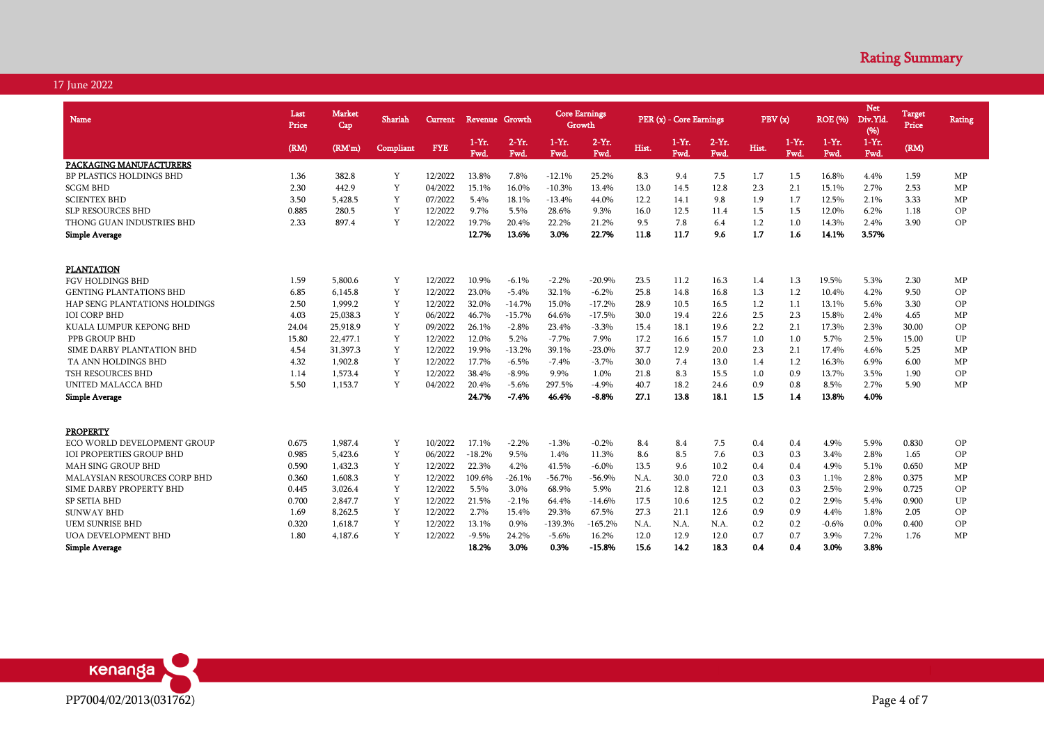## Rating Summary

17 June 2022

| Name | Last Price | Market Cap | Shariah | Current | Revenue Growth | | Core Earnings Growth | | PER (x) - Core Earnings | | | PBV (x) | | ROE (%) | Net Div.Yld. (%) | Target Price | Rating |
|---|---|---|---|---|---|---|---|---|---|---|---|---|---|---|---|---|---|
| | (RM) | (RM'm) | Compliant | FYE | 1-Yr. Fwd. | 2-Yr. Fwd. | 1-Yr. Fwd. | 2-Yr. Fwd. | Hist. | 1-Yr. Fwd. | 2-Yr. Fwd. | Hist. | 1-Yr. Fwd. | 1-Yr. Fwd. | 1-Yr. Fwd. | (RM) | |
| **PACKAGING MANUFACTURERS** | | | | | | | | | | | | | | | | | |
| BP PLASTICS HOLDINGS BHD | 1.36 | 382.8 | Y | 12/2022 | 13.8% | 7.8% | -12.1% | 25.2% | 8.3 | 9.4 | 7.5 | 1.7 | 1.5 | 16.8% | 4.4% | 1.59 | MP |
| SCGM BHD | 2.30 | 442.9 | Y | 04/2022 | 15.1% | 16.0% | -10.3% | 13.4% | 13.0 | 14.5 | 12.8 | 2.3 | 2.1 | 15.1% | 2.7% | 2.53 | MP |
| SCIENTEX BHD | 3.50 | 5,428.5 | Y | 07/2022 | 5.4% | 18.1% | -13.4% | 44.0% | 12.2 | 14.1 | 9.8 | 1.9 | 1.7 | 12.5% | 2.1% | 3.33 | MP |
| SLP RESOURCES BHD | 0.885 | 280.5 | Y | 12/2022 | 9.7% | 5.5% | 28.6% | 9.3% | 16.0 | 12.5 | 11.4 | 1.5 | 1.5 | 12.0% | 6.2% | 1.18 | OP |
| THONG GUAN INDUSTRIES BHD | 2.33 | 897.4 | Y | 12/2022 | 19.7% | 20.4% | 22.2% | 21.2% | 9.5 | 7.8 | 6.4 | 1.2 | 1.0 | 14.3% | 2.4% | 3.90 | OP |
| **Simple Average** | | | | | **12.7%** | **13.6%** | **3.0%** | **22.7%** | **11.8** | **11.7** | **9.6** | **1.7** | **1.6** | **14.1%** | **3.57%** | | |
| **PLANTATION** | | | | | | | | | | | | | | | | | |
| FGV HOLDINGS BHD | 1.59 | 5,800.6 | Y | 12/2022 | 10.9% | -6.1% | -2.2% | -20.9% | 23.5 | 11.2 | 16.3 | 1.4 | 1.3 | 19.5% | 5.3% | 2.30 | MP |
| GENTING PLANTATIONS BHD | 6.85 | 6,145.8 | Y | 12/2022 | 23.0% | -5.4% | 32.1% | -6.2% | 25.8 | 14.8 | 16.8 | 1.3 | 1.2 | 10.4% | 4.2% | 9.50 | OP |
| HAP SENG PLANTATIONS HOLDINGS | 2.50 | 1,999.2 | Y | 12/2022 | 32.0% | -14.7% | 15.0% | -17.2% | 28.9 | 10.5 | 16.5 | 1.2 | 1.1 | 13.1% | 5.6% | 3.30 | OP |
| IOI CORP BHD | 4.03 | 25,038.3 | Y | 06/2022 | 46.7% | -15.7% | 64.6% | -17.5% | 30.0 | 19.4 | 22.6 | 2.5 | 2.3 | 15.8% | 2.4% | 4.65 | MP |
| KUALA LUMPUR KEPONG BHD | 24.04 | 25,918.9 | Y | 09/2022 | 26.1% | -2.8% | 23.4% | -3.3% | 15.4 | 18.1 | 19.6 | 2.2 | 2.1 | 17.3% | 2.3% | 30.00 | OP |
| PPB GROUP BHD | 15.80 | 22,477.1 | Y | 12/2022 | 12.0% | 5.2% | -7.7% | 7.9% | 17.2 | 16.6 | 15.7 | 1.0 | 1.0 | 5.7% | 2.5% | 15.00 | UP |
| SIME DARBY PLANTATION BHD | 4.54 | 31,397.3 | Y | 12/2022 | 19.9% | -13.2% | 39.1% | -23.0% | 37.7 | 12.9 | 20.0 | 2.3 | 2.1 | 17.4% | 4.6% | 5.25 | MP |
| TA ANN HOLDINGS BHD | 4.32 | 1,902.8 | Y | 12/2022 | 17.7% | -6.5% | -7.4% | -3.7% | 30.0 | 7.4 | 13.0 | 1.4 | 1.2 | 16.3% | 6.9% | 6.00 | MP |
| TSH RESOURCES BHD | 1.14 | 1,573.4 | Y | 12/2022 | 38.4% | -8.9% | 9.9% | 1.0% | 21.8 | 8.3 | 15.5 | 1.0 | 0.9 | 13.7% | 3.5% | 1.90 | OP |
| UNITED MALACCA BHD | 5.50 | 1,153.7 | Y | 04/2022 | 20.4% | -5.6% | 297.5% | -4.9% | 40.7 | 18.2 | 24.6 | 0.9 | 0.8 | 8.5% | 2.7% | 5.90 | MP |
| **Simple Average** | | | | | **24.7%** | **-7.4%** | **46.4%** | **-8.8%** | **27.1** | **13.8** | **18.1** | **1.5** | **1.4** | **13.8%** | **4.0%** | | |
| **PROPERTY** | | | | | | | | | | | | | | | | | |
| ECO WORLD DEVELOPMENT GROUP | 0.675 | 1,987.4 | Y | 10/2022 | 17.1% | -2.2% | -1.3% | -0.2% | 8.4 | 8.4 | 7.5 | 0.4 | 0.4 | 4.9% | 5.9% | 0.830 | OP |
| IOI PROPERTIES GROUP BHD | 0.985 | 5,423.6 | Y | 06/2022 | -18.2% | 9.5% | 1.4% | 11.3% | 8.6 | 8.5 | 7.6 | 0.3 | 0.3 | 3.4% | 2.8% | 1.65 | OP |
| MAH SING GROUP BHD | 0.590 | 1,432.3 | Y | 12/2022 | 22.3% | 4.2% | 41.5% | -6.0% | 13.5 | 9.6 | 10.2 | 0.4 | 0.4 | 4.9% | 5.1% | 0.650 | MP |
| MALAYSIAN RESOURCES CORP BHD | 0.360 | 1,608.3 | Y | 12/2022 | 109.6% | -26.1% | -56.7% | -56.9% | N.A. | 30.0 | 72.0 | 0.3 | 0.3 | 1.1% | 2.8% | 0.375 | MP |
| SIME DARBY PROPERTY BHD | 0.445 | 3,026.4 | Y | 12/2022 | 5.5% | 3.0% | 68.9% | 5.9% | 21.6 | 12.8 | 12.1 | 0.3 | 0.3 | 2.5% | 2.9% | 0.725 | OP |
| SP SETIA BHD | 0.700 | 2,847.7 | Y | 12/2022 | 21.5% | -2.1% | 64.4% | -14.6% | 17.5 | 10.6 | 12.5 | 0.2 | 0.2 | 2.9% | 5.4% | 0.900 | UP |
| SUNWAY BHD | 1.69 | 8,262.5 | Y | 12/2022 | 2.7% | 15.4% | 29.3% | 67.5% | 27.3 | 21.1 | 12.6 | 0.9 | 0.9 | 4.4% | 1.8% | 2.05 | OP |
| UEM SUNRISE BHD | 0.320 | 1,618.7 | Y | 12/2022 | 13.1% | 0.9% | -139.3% | -165.2% | N.A. | N.A. | N.A. | 0.2 | 0.2 | -0.6% | 0.0% | 0.400 | OP |
| UOA DEVELOPMENT BHD | 1.80 | 4,187.6 | Y | 12/2022 | -9.5% | 24.2% | -5.6% | 16.2% | 12.0 | 12.9 | 12.0 | 0.7 | 0.7 | 3.9% | 7.2% | 1.76 | MP |
| **Simple Average** | | | | | **18.2%** | **3.0%** | **0.3%** | **-15.8%** | **15.6** | **14.2** | **18.3** | **0.4** | **0.4** | **3.0%** | **3.8%** | | |

PP7004/02/2013(031762)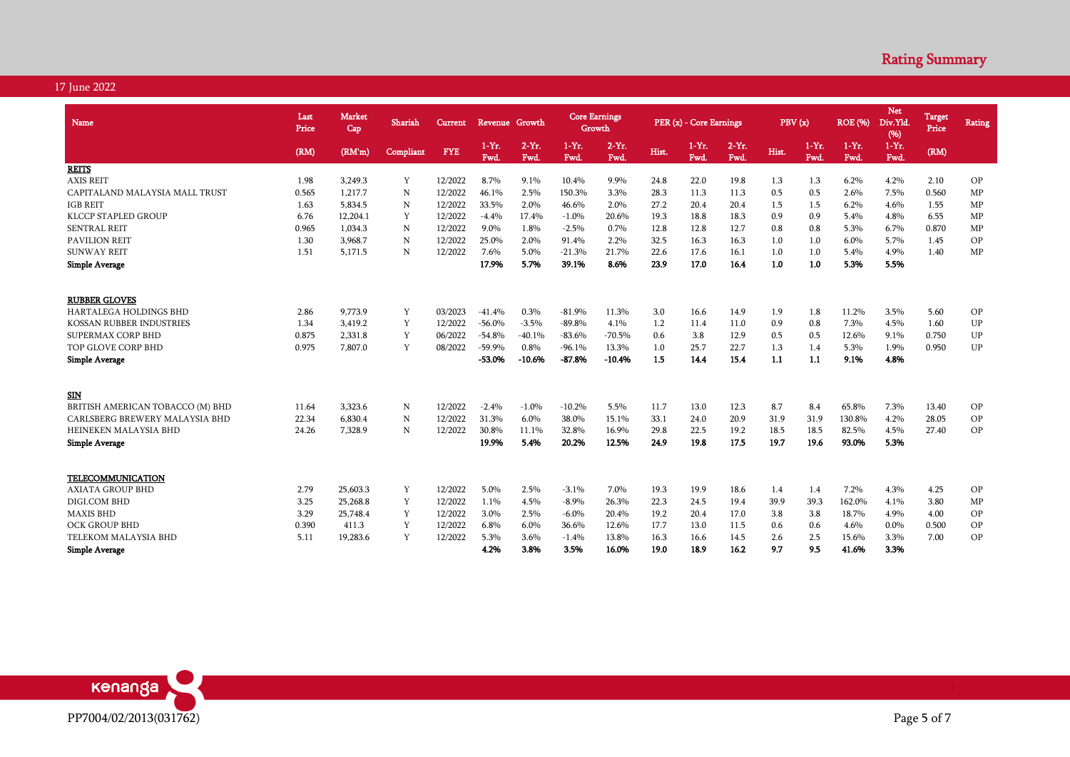## Rating Summary

17 June 2022

| Name | Last Price | Market Cap | Shariah | Current | Revenue Growth | | Core Earnings Growth | | PER (x) - Core Earnings | | | PBV (x) | | ROE (%) | Net Div.Yld. (%) | Target Price | Rating |
|---|---|---|---|---|---|---|---|---|---|---|---|---|---|---|---|---|---|
| | (RM) | (RM'm) | Compliant | FYE | 1-Yr. Fwd. | 2-Yr. Fwd. | 1-Yr. Fwd. | 2-Yr. Fwd. | Hist. | 1-Yr. Fwd. | 2-Yr. Fwd. | Hist. | 1-Yr. Fwd. | 1-Yr. Fwd. | 1-Yr. Fwd. | (RM) | |
| **REITS** | | | | | | | | | | | | | | | | | |
| AXIS REIT | 1.98 | 3,249.3 | Y | 12/2022 | 8.7% | 9.1% | 10.4% | 9.9% | 24.8 | 22.0 | 19.8 | 1.3 | 1.3 | 6.2% | 4.2% | 2.10 | OP |
| CAPITALAND MALAYSIA MALL TRUST | 0.565 | 1,217.7 | N | 12/2022 | 46.1% | 2.5% | 150.3% | 3.3% | 28.3 | 11.3 | 11.3 | 0.5 | 0.5 | 2.6% | 7.5% | 0.560 | MP |
| IGB REIT | 1.63 | 5,834.5 | N | 12/2022 | 33.5% | 2.0% | 46.6% | 2.0% | 27.2 | 20.4 | 20.4 | 1.5 | 1.5 | 6.2% | 4.6% | 1.55 | MP |
| KLCCP STAPLED GROUP | 6.76 | 12,204.1 | Y | 12/2022 | -4.4% | 17.4% | -1.0% | 20.6% | 19.3 | 18.8 | 18.3 | 0.9 | 0.9 | 5.4% | 4.8% | 6.55 | MP |
| SENTRAL REIT | 0.965 | 1,034.3 | N | 12/2022 | 9.0% | 1.8% | -2.5% | 0.7% | 12.8 | 12.8 | 12.7 | 0.8 | 0.8 | 5.3% | 6.7% | 0.870 | MP |
| PAVILION REIT | 1.30 | 3,968.7 | N | 12/2022 | 25.0% | 2.0% | 91.4% | 2.2% | 32.5 | 16.3 | 16.3 | 1.0 | 1.0 | 6.0% | 5.7% | 1.45 | OP |
| SUNWAY REIT | 1.51 | 5,171.5 | N | 12/2022 | 7.6% | 5.0% | -21.3% | 21.7% | 22.6 | 17.6 | 16.1 | 1.0 | 1.0 | 5.4% | 4.9% | 1.40 | MP |
| **Simple Average** | | | | | **17.9%** | **5.7%** | **39.1%** | **8.6%** | **23.9** | **17.0** | **16.4** | **1.0** | **1.0** | **5.3%** | **5.5%** | | |
| **RUBBER GLOVES** | | | | | | | | | | | | | | | | | |
| HARTALEGA HOLDINGS BHD | 2.86 | 9,773.9 | Y | 03/2023 | -41.4% | 0.3% | -81.9% | 11.3% | 3.0 | 16.6 | 14.9 | 1.9 | 1.8 | 11.2% | 3.5% | 5.60 | OP |
| KOSSAN RUBBER INDUSTRIES | 1.34 | 3,419.2 | Y | 12/2022 | -56.0% | -3.5% | -89.8% | 4.1% | 1.2 | 11.4 | 11.0 | 0.9 | 0.8 | 7.3% | 4.5% | 1.60 | UP |
| SUPERMAX CORP BHD | 0.875 | 2,331.8 | Y | 06/2022 | -54.8% | -40.1% | -83.6% | -70.5% | 0.6 | 3.8 | 12.9 | 0.5 | 0.5 | 12.6% | 9.1% | 0.750 | UP |
| TOP GLOVE CORP BHD | 0.975 | 7,807.0 | Y | 08/2022 | -59.9% | 0.8% | -96.1% | 13.3% | 1.0 | 25.7 | 22.7 | 1.3 | 1.4 | 5.3% | 1.9% | 0.950 | UP |
| **Simple Average** | | | | | **-53.0%** | **-10.6%** | **-87.8%** | **-10.4%** | **1.5** | **14.4** | **15.4** | **1.1** | **1.1** | **9.1%** | **4.8%** | | |
| **SIN** | | | | | | | | | | | | | | | | | |
| BRITISH AMERICAN TOBACCO (M) BHD | 11.64 | 3,323.6 | N | 12/2022 | -2.4% | -1.0% | -10.2% | 5.5% | 11.7 | 13.0 | 12.3 | 8.7 | 8.4 | 65.8% | 7.3% | 13.40 | OP |
| CARLSBERG BREWERY MALAYSIA BHD | 22.34 | 6,830.4 | N | 12/2022 | 31.3% | 6.0% | 38.0% | 15.1% | 33.1 | 24.0 | 20.9 | 31.9 | 31.9 | 130.8% | 4.2% | 28.05 | OP |
| HEINEKEN MALAYSIA BHD | 24.26 | 7,328.9 | N | 12/2022 | 30.8% | 11.1% | 32.8% | 16.9% | 29.8 | 22.5 | 19.2 | 18.5 | 18.5 | 82.5% | 4.5% | 27.40 | OP |
| **Simple Average** | | | | | **19.9%** | **5.4%** | **20.2%** | **12.5%** | **24.9** | **19.8** | **17.5** | **19.7** | **19.6** | **93.0%** | **5.3%** | | |
| **TELECOMMUNICATION** | | | | | | | | | | | | | | | | | |
| AXIATA GROUP BHD | 2.79 | 25,603.3 | Y | 12/2022 | 5.0% | 2.5% | -3.1% | 7.0% | 19.3 | 19.9 | 18.6 | 1.4 | 1.4 | 7.2% | 4.3% | 4.25 | OP |
| DIGI.COM BHD | 3.25 | 25,268.8 | Y | 12/2022 | 1.1% | 4.5% | -8.9% | 26.3% | 22.3 | 24.5 | 19.4 | 39.9 | 39.3 | 162.0% | 4.1% | 3.80 | MP |
| MAXIS BHD | 3.29 | 25,748.4 | Y | 12/2022 | 3.0% | 2.5% | -6.0% | 20.4% | 19.2 | 20.4 | 17.0 | 3.8 | 3.8 | 18.7% | 4.9% | 4.00 | OP |
| OCK GROUP BHD | 0.390 | 411.3 | Y | 12/2022 | 6.8% | 6.0% | 36.6% | 12.6% | 17.7 | 13.0 | 11.5 | 0.6 | 0.6 | 4.6% | 0.0% | 0.500 | OP |
| TELEKOM MALAYSIA BHD | 5.11 | 19,283.6 | Y | 12/2022 | 5.3% | 3.6% | -1.4% | 13.8% | 16.3 | 16.6 | 14.5 | 2.6 | 2.5 | 15.6% | 3.3% | 7.00 | OP |
| **Simple Average** | | | | | **4.2%** | **3.8%** | **3.5%** | **16.0%** | **19.0** | **18.9** | **16.2** | **9.7** | **9.5** | **41.6%** | **3.3%** | | |

PP7004/02/2013(031762)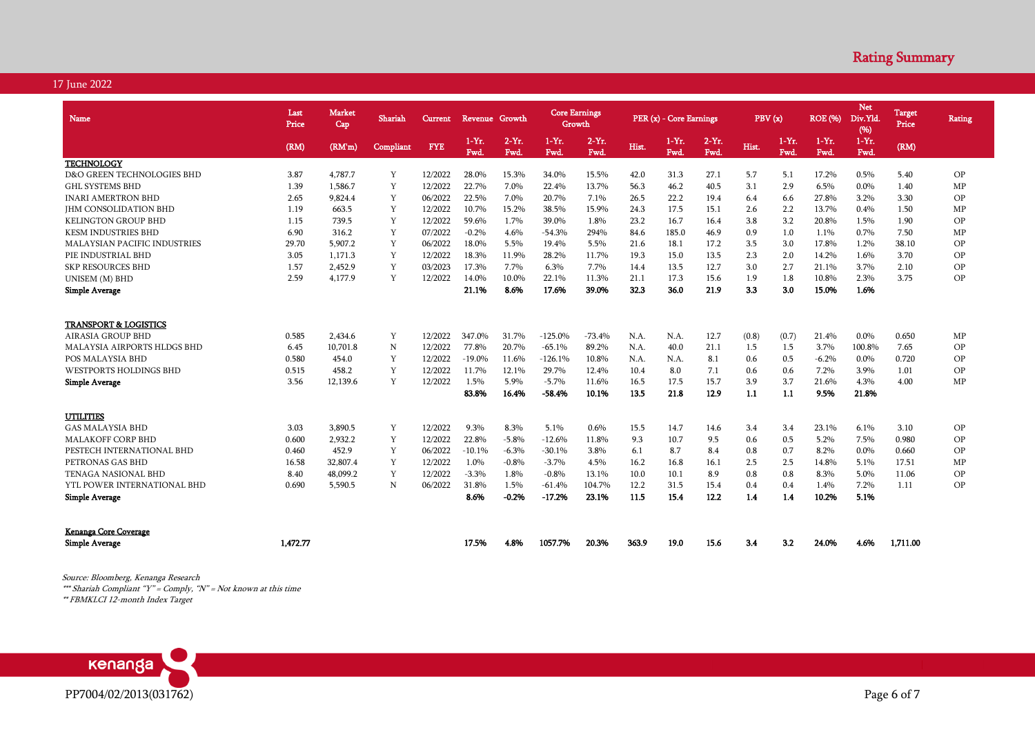## Rating Summary

17 June 2022

| Name | Last Price | Market Cap | Shariah | Current | Revenue Growth | | Core Earnings Growth | | PER (x) - Core Earnings | | | PBV (x) | | ROE (%) | Net Div.Yld. (%) | Target Price | Rating |
|---|---|---|---|---|---|---|---|---|---|---|---|---|---|---|---|---|---|
| | (RM) | (RM'm) | Compliant | FYE | 1-Yr. Fwd. | 2-Yr. Fwd. | 1-Yr. Fwd. | 2-Yr. Fwd. | Hist. | 1-Yr. Fwd. | 2-Yr. Fwd. | Hist. | 1-Yr. Fwd. | 1-Yr. Fwd. | 1-Yr. Fwd. | (RM) | |
| **TECHNOLOGY** | | | | | | | | | | | | | | | | | |
| D&O GREEN TECHNOLOGIES BHD | 3.87 | 4,787.7 | Y | 12/2022 | 28.0% | 15.3% | 34.0% | 15.5% | 42.0 | 31.3 | 27.1 | 5.7 | 5.1 | 17.2% | 0.5% | 5.40 | OP |
| GHL SYSTEMS BHD | 1.39 | 1,586.7 | Y | 12/2022 | 22.7% | 7.0% | 22.4% | 13.7% | 56.3 | 46.2 | 40.5 | 3.1 | 2.9 | 6.5% | 0.0% | 1.40 | MP |
| INARI AMERTRON BHD | 2.65 | 9,824.4 | Y | 06/2022 | 22.5% | 7.0% | 20.7% | 7.1% | 26.5 | 22.2 | 19.4 | 6.4 | 6.6 | 27.8% | 3.2% | 3.30 | OP |
| JHM CONSOLIDATION BHD | 1.19 | 663.5 | Y | 12/2022 | 10.7% | 15.2% | 38.5% | 15.9% | 24.3 | 17.5 | 15.1 | 2.6 | 2.2 | 13.7% | 0.4% | 1.50 | MP |
| KELINGTON GROUP BHD | 1.15 | 739.5 | Y | 12/2022 | 59.6% | 1.7% | 39.0% | 1.8% | 23.2 | 16.7 | 16.4 | 3.8 | 3.2 | 20.8% | 1.5% | 1.90 | OP |
| KESM INDUSTRIES BHD | 6.90 | 316.2 | Y | 07/2022 | -0.2% | 4.6% | -54.3% | 294% | 84.6 | 185.0 | 46.9 | 0.9 | 1.0 | 1.1% | 0.7% | 7.50 | MP |
| MALAYSIAN PACIFIC INDUSTRIES | 29.70 | 5,907.2 | Y | 06/2022 | 18.0% | 5.5% | 19.4% | 5.5% | 21.6 | 18.1 | 17.2 | 3.5 | 3.0 | 17.8% | 1.2% | 38.10 | OP |
| PIE INDUSTRIAL BHD | 3.05 | 1,171.3 | Y | 12/2022 | 18.3% | 11.9% | 28.2% | 11.7% | 19.3 | 15.0 | 13.5 | 2.3 | 2.0 | 14.2% | 1.6% | 3.70 | OP |
| SKP RESOURCES BHD | 1.57 | 2,452.9 | Y | 03/2023 | 17.3% | 7.7% | 6.3% | 7.7% | 14.4 | 13.5 | 12.7 | 3.0 | 2.7 | 21.1% | 3.7% | 2.10 | OP |
| UNISEM (M) BHD | 2.59 | 4,177.9 | Y | 12/2022 | 14.0% | 10.0% | 22.1% | 11.3% | 21.1 | 17.3 | 15.6 | 1.9 | 1.8 | 10.8% | 2.3% | 3.75 | OP |
| **Simple Average** | | | | | **21.1%** | **8.6%** | **17.6%** | **39.0%** | **32.3** | **36.0** | **21.9** | **3.3** | **3.0** | **15.0%** | **1.6%** | | |
| **TRANSPORT & LOGISTICS** | | | | | | | | | | | | | | | | | |
| AIRASIA GROUP BHD | 0.585 | 2,434.6 | Y | 12/2022 | 347.0% | 31.7% | -125.0% | -73.4% | N.A. | N.A. | 12.7 | (0.8) | (0.7) | 21.4% | 0.0% | 0.650 | MP |
| MALAYSIA AIRPORTS HLDGS BHD | 6.45 | 10,701.8 | N | 12/2022 | 77.8% | 20.7% | -65.1% | 89.2% | N.A. | 40.0 | 21.1 | 1.5 | 1.5 | 3.7% | 100.8% | 7.65 | OP |
| POS MALAYSIA BHD | 0.580 | 454.0 | Y | 12/2022 | -19.0% | 11.6% | -126.1% | 10.8% | N.A. | N.A. | 8.1 | 0.6 | 0.5 | -6.2% | 0.0% | 0.720 | OP |
| WESTPORTS HOLDINGS BHD | 0.515 | 458.2 | Y | 12/2022 | 11.7% | 12.1% | 29.7% | 12.4% | 10.4 | 8.0 | 7.1 | 0.6 | 0.6 | 7.2% | 3.9% | 1.01 | OP |
| **Simple Average** | 3.56 | 12,139.6 | Y | 12/2022 | 1.5% | 5.9% | -5.7% | 11.6% | 16.5 | 17.5 | 15.7 | 3.9 | 3.7 | 21.6% | 4.3% | 4.00 | MP |
| | | | | | **83.8%** | **16.4%** | **-58.4%** | **10.1%** | **13.5** | **21.8** | **12.9** | **1.1** | **1.1** | **9.5%** | **21.8%** | | |
| **UTILITIES** | | | | | | | | | | | | | | | | | |
| GAS MALAYSIA BHD | 3.03 | 3,890.5 | Y | 12/2022 | 9.3% | 8.3% | 5.1% | 0.6% | 15.5 | 14.7 | 14.6 | 3.4 | 3.4 | 23.1% | 6.1% | 3.10 | OP |
| MALAKOFF CORP BHD | 0.600 | 2,932.2 | Y | 12/2022 | 22.8% | -5.8% | -12.6% | 11.8% | 9.3 | 10.7 | 9.5 | 0.6 | 0.5 | 5.2% | 7.5% | 0.980 | OP |
| PESTECH INTERNATIONAL BHD | 0.460 | 452.9 | Y | 06/2022 | -10.1% | -6.3% | -30.1% | 3.8% | 6.1 | 8.7 | 8.4 | 0.8 | 0.7 | 8.2% | 0.0% | 0.660 | OP |
| PETRONAS GAS BHD | 16.58 | 32,807.4 | Y | 12/2022 | 1.0% | -0.8% | -3.7% | 4.5% | 16.2 | 16.8 | 16.1 | 2.5 | 2.5 | 14.8% | 5.1% | 17.51 | MP |
| TENAGA NASIONAL BHD | 8.40 | 48,099.2 | Y | 12/2022 | -3.3% | 1.8% | -0.8% | 13.1% | 10.0 | 10.1 | 8.9 | 0.8 | 0.8 | 8.3% | 5.0% | 11.06 | OP |
| YTL POWER INTERNATIONAL BHD | 0.690 | 5,590.5 | N | 06/2022 | 31.8% | 1.5% | -61.4% | 104.7% | 12.2 | 31.5 | 15.4 | 0.4 | 0.4 | 1.4% | 7.2% | 1.11 | OP |
| **Simple Average** | | | | | **8.6%** | **-0.2%** | **-17.2%** | **23.1%** | **11.5** | **15.4** | **12.2** | **1.4** | **1.4** | **10.2%** | **5.1%** | | |
| **Kenanga Core Coverage** | | | | | | | | | | | | | | | | | |
| **Simple Average** | **1,472.77** | | | | **17.5%** | **4.8%** | **1057.7%** | **20.3%** | **363.9** | **19.0** | **15.6** | **3.4** | **3.2** | **24.0%** | **4.6%** | **1,711.00** | |

*Source: Bloomberg, Kenanga Research*

*\*\*\* Shariah Compliant "Y" = Comply, "N" = Not known at this time*

*\*\* FBMKLCI 12-month Index Target*

PP7004/02/2013(031762)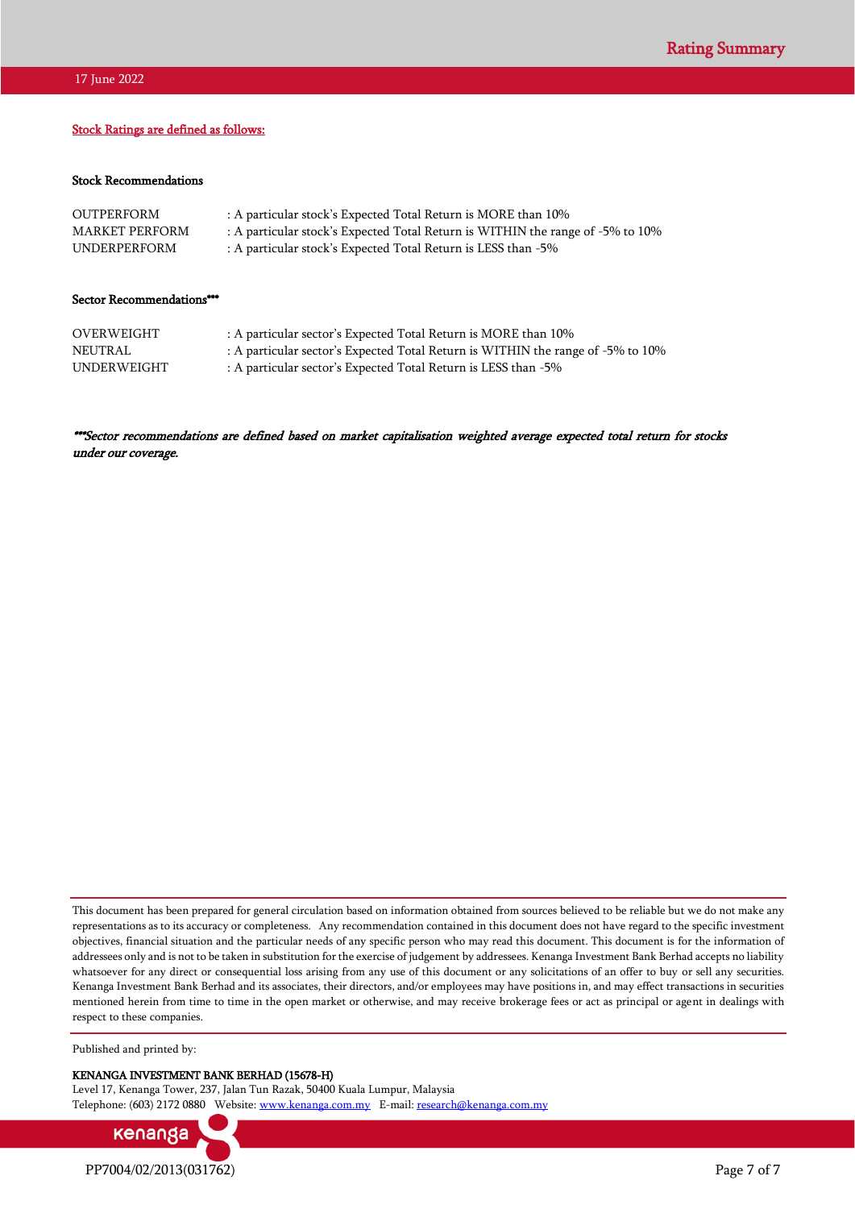Stock Ratings are defined as follows:

**Stock Recommendations**

| | |
|---|---|
| OUTPERFORM | : A particular stock's Expected Total Return is MORE than 10% |
| MARKET PERFORM | : A particular stock's Expected Total Return is WITHIN the range of -5% to 10% |
| UNDERPERFORM | : A particular stock's Expected Total Return is LESS than -5% |

**Sector Recommendations\*\*\***

| | |
|---|---|
| OVERWEIGHT | : A particular sector's Expected Total Return is MORE than 10% |
| NEUTRAL | : A particular sector's Expected Total Return is WITHIN the range of -5% to 10% |
| UNDERWEIGHT | : A particular sector's Expected Total Return is LESS than -5% |

*\*\*\*Sector recommendations are defined based on market capitalisation weighted average expected total return for stocks under our coverage.*

This document has been prepared for general circulation based on information obtained from sources believed to be reliable but we do not make any representations as to its accuracy or completeness. Any recommendation contained in this document does not have regard to the specific investment objectives, financial situation and the particular needs of any specific person who may read this document. This document is for the information of addressees only and is not to be taken in substitution for the exercise of judgement by addressees. Kenanga Investment Bank Berhad accepts no liability whatsoever for any direct or consequential loss arising from any use of this document or any solicitations of an offer to buy or sell any securities. Kenanga Investment Bank Berhad and its associates, their directors, and/or employees may have positions in, and may effect transactions in securities mentioned herein from time to time in the open market or otherwise, and may receive brokerage fees or act as principal or agent in dealings with respect to these companies.

Published and printed by:

**KENANGA INVESTMENT BANK BERHAD (15678-H)**
Level 17, Kenanga Tower, 237, Jalan Tun Razak, 50400 Kuala Lumpur, Malaysia
Telephone: (603) 2172 0880 Website: www.kenanga.com.my E-mail: research@kenanga.com.my

PP7004/02/2013(031762)